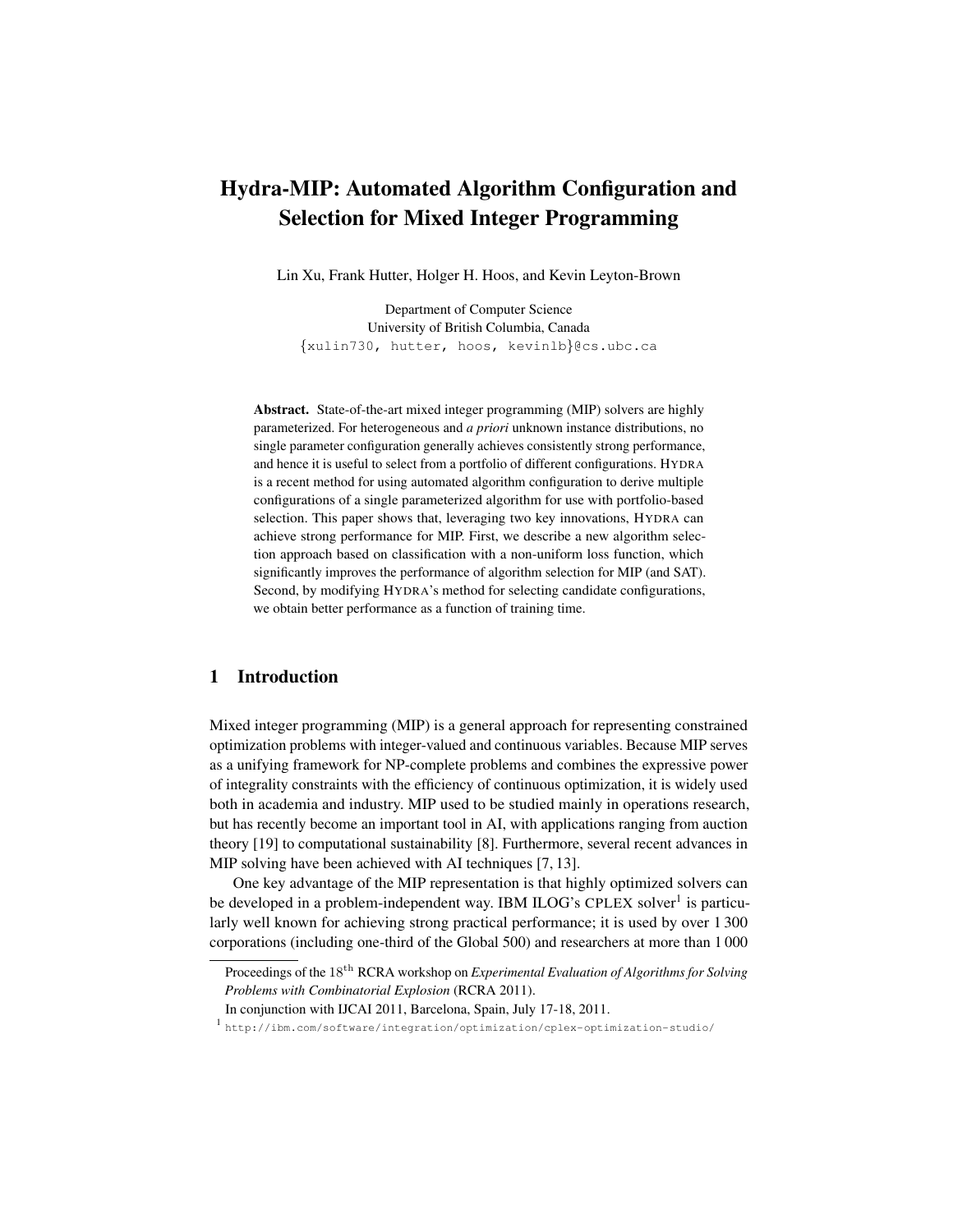# Hydra-MIP: Automated Algorithm Configuration and Selection for Mixed Integer Programming

Lin Xu, Frank Hutter, Holger H. Hoos, and Kevin Leyton-Brown

Department of Computer Science
University of British Columbia, Canada
{xulin730, hutter, hoos, kevinlb}@cs.ubc.ca

**Abstract.** State-of-the-art mixed integer programming (MIP) solvers are highly parameterized. For heterogeneous and *a priori* unknown instance distributions, no single parameter configuration generally achieves consistently strong performance, and hence it is useful to select from a portfolio of different configurations. HYDRA is a recent method for using automated algorithm configuration to derive multiple configurations of a single parameterized algorithm for use with portfolio-based selection. This paper shows that, leveraging two key innovations, HYDRA can achieve strong performance for MIP. First, we describe a new algorithm selection approach based on classification with a non-uniform loss function, which significantly improves the performance of algorithm selection for MIP (and SAT). Second, by modifying HYDRA's method for selecting candidate configurations, we obtain better performance as a function of training time.

## 1 Introduction

Mixed integer programming (MIP) is a general approach for representing constrained optimization problems with integer-valued and continuous variables. Because MIP serves as a unifying framework for NP-complete problems and combines the expressive power of integrality constraints with the efficiency of continuous optimization, it is widely used both in academia and industry. MIP used to be studied mainly in operations research, but has recently become an important tool in AI, with applications ranging from auction theory [19] to computational sustainability [8]. Furthermore, several recent advances in MIP solving have been achieved with AI techniques [7, 13].

One key advantage of the MIP representation is that highly optimized solvers can be developed in a problem-independent way. IBM ILOG's CPLEX solver[1] is particularly well known for achieving strong practical performance; it is used by over 1 300 corporations (including one-third of the Global 500) and researchers at more than 1 000

Proceedings of the 18$^{\text{th}}$ RCRA workshop on *Experimental Evaluation of Algorithms for Solving Problems with Combinatorial Explosion* (RCRA 2011).

In conjunction with IJCAI 2011, Barcelona, Spain, July 17-18, 2011.

[1] http://ibm.com/software/integration/optimization/cplex-optimization-studio/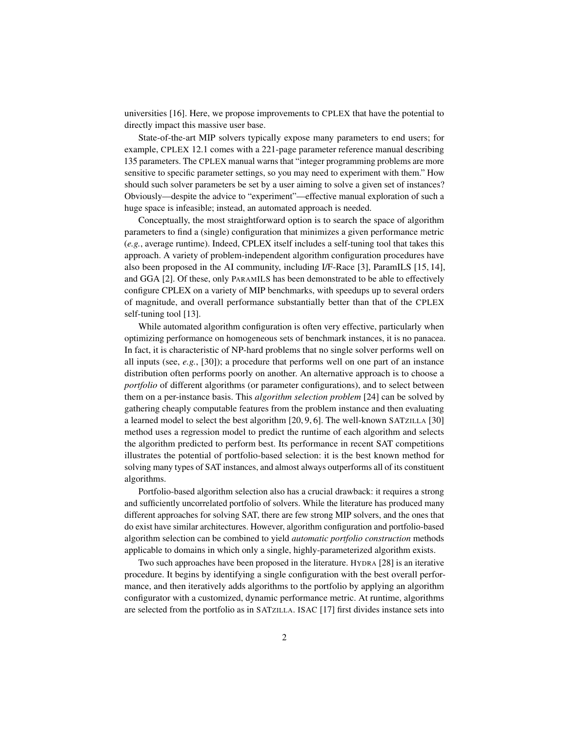universities [16]. Here, we propose improvements to CPLEX that have the potential to directly impact this massive user base.

State-of-the-art MIP solvers typically expose many parameters to end users; for example, CPLEX 12.1 comes with a 221-page parameter reference manual describing 135 parameters. The CPLEX manual warns that "integer programming problems are more sensitive to specific parameter settings, so you may need to experiment with them." How should such solver parameters be set by a user aiming to solve a given set of instances? Obviously—despite the advice to "experiment"—effective manual exploration of such a huge space is infeasible; instead, an automated approach is needed.

Conceptually, the most straightforward option is to search the space of algorithm parameters to find a (single) configuration that minimizes a given performance metric (*e.g.*, average runtime). Indeed, CPLEX itself includes a self-tuning tool that takes this approach. A variety of problem-independent algorithm configuration procedures have also been proposed in the AI community, including I/F-Race [3], ParamILS [15, 14], and GGA [2]. Of these, only PARAMILS has been demonstrated to be able to effectively configure CPLEX on a variety of MIP benchmarks, with speedups up to several orders of magnitude, and overall performance substantially better than that of the CPLEX self-tuning tool [13].

While automated algorithm configuration is often very effective, particularly when optimizing performance on homogeneous sets of benchmark instances, it is no panacea. In fact, it is characteristic of NP-hard problems that no single solver performs well on all inputs (see, *e.g.*, [30]); a procedure that performs well on one part of an instance distribution often performs poorly on another. An alternative approach is to choose a *portfolio* of different algorithms (or parameter configurations), and to select between them on a per-instance basis. This *algorithm selection problem* [24] can be solved by gathering cheaply computable features from the problem instance and then evaluating a learned model to select the best algorithm [20, 9, 6]. The well-known SATZILLA [30] method uses a regression model to predict the runtime of each algorithm and selects the algorithm predicted to perform best. Its performance in recent SAT competitions illustrates the potential of portfolio-based selection: it is the best known method for solving many types of SAT instances, and almost always outperforms all of its constituent algorithms.

Portfolio-based algorithm selection also has a crucial drawback: it requires a strong and sufficiently uncorrelated portfolio of solvers. While the literature has produced many different approaches for solving SAT, there are few strong MIP solvers, and the ones that do exist have similar architectures. However, algorithm configuration and portfolio-based algorithm selection can be combined to yield *automatic portfolio construction* methods applicable to domains in which only a single, highly-parameterized algorithm exists.

Two such approaches have been proposed in the literature. HYDRA [28] is an iterative procedure. It begins by identifying a single configuration with the best overall performance, and then iteratively adds algorithms to the portfolio by applying an algorithm configurator with a customized, dynamic performance metric. At runtime, algorithms are selected from the portfolio as in SATZILLA. ISAC [17] first divides instance sets into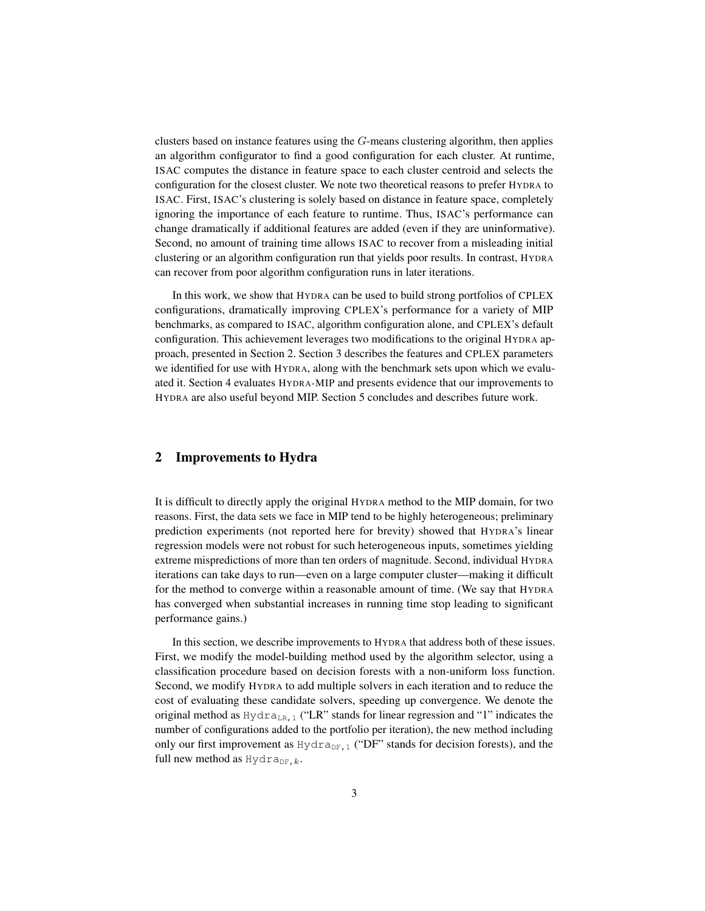clusters based on instance features using the $G$-means clustering algorithm, then applies an algorithm configurator to find a good configuration for each cluster. At runtime, ISAC computes the distance in feature space to each cluster centroid and selects the configuration for the closest cluster. We note two theoretical reasons to prefer HYDRA to ISAC. First, ISAC's clustering is solely based on distance in feature space, completely ignoring the importance of each feature to runtime. Thus, ISAC's performance can change dramatically if additional features are added (even if they are uninformative). Second, no amount of training time allows ISAC to recover from a misleading initial clustering or an algorithm configuration run that yields poor results. In contrast, HYDRA can recover from poor algorithm configuration runs in later iterations.

In this work, we show that HYDRA can be used to build strong portfolios of CPLEX configurations, dramatically improving CPLEX's performance for a variety of MIP benchmarks, as compared to ISAC, algorithm configuration alone, and CPLEX's default configuration. This achievement leverages two modifications to the original HYDRA approach, presented in Section 2. Section 3 describes the features and CPLEX parameters we identified for use with HYDRA, along with the benchmark sets upon which we evaluated it. Section 4 evaluates HYDRA-MIP and presents evidence that our improvements to HYDRA are also useful beyond MIP. Section 5 concludes and describes future work.

## 2 Improvements to Hydra

It is difficult to directly apply the original HYDRA method to the MIP domain, for two reasons. First, the data sets we face in MIP tend to be highly heterogeneous; preliminary prediction experiments (not reported here for brevity) showed that HYDRA's linear regression models were not robust for such heterogeneous inputs, sometimes yielding extreme mispredictions of more than ten orders of magnitude. Second, individual HYDRA iterations can take days to run—even on a large computer cluster—making it difficult for the method to converge within a reasonable amount of time. (We say that HYDRA has converged when substantial increases in running time stop leading to significant performance gains.)

In this section, we describe improvements to HYDRA that address both of these issues. First, we modify the model-building method used by the algorithm selector, using a classification procedure based on decision forests with a non-uniform loss function. Second, we modify HYDRA to add multiple solvers in each iteration and to reduce the cost of evaluating these candidate solvers, speeding up convergence. We denote the original method as $\texttt{Hydra}_{\texttt{LR},1}$ ("LR" stands for linear regression and "1" indicates the number of configurations added to the portfolio per iteration), the new method including only our first improvement as $\texttt{Hydra}_{\texttt{DF},1}$ ("DF" stands for decision forests), and the full new method as $\texttt{Hydra}_{\texttt{DF},k}$.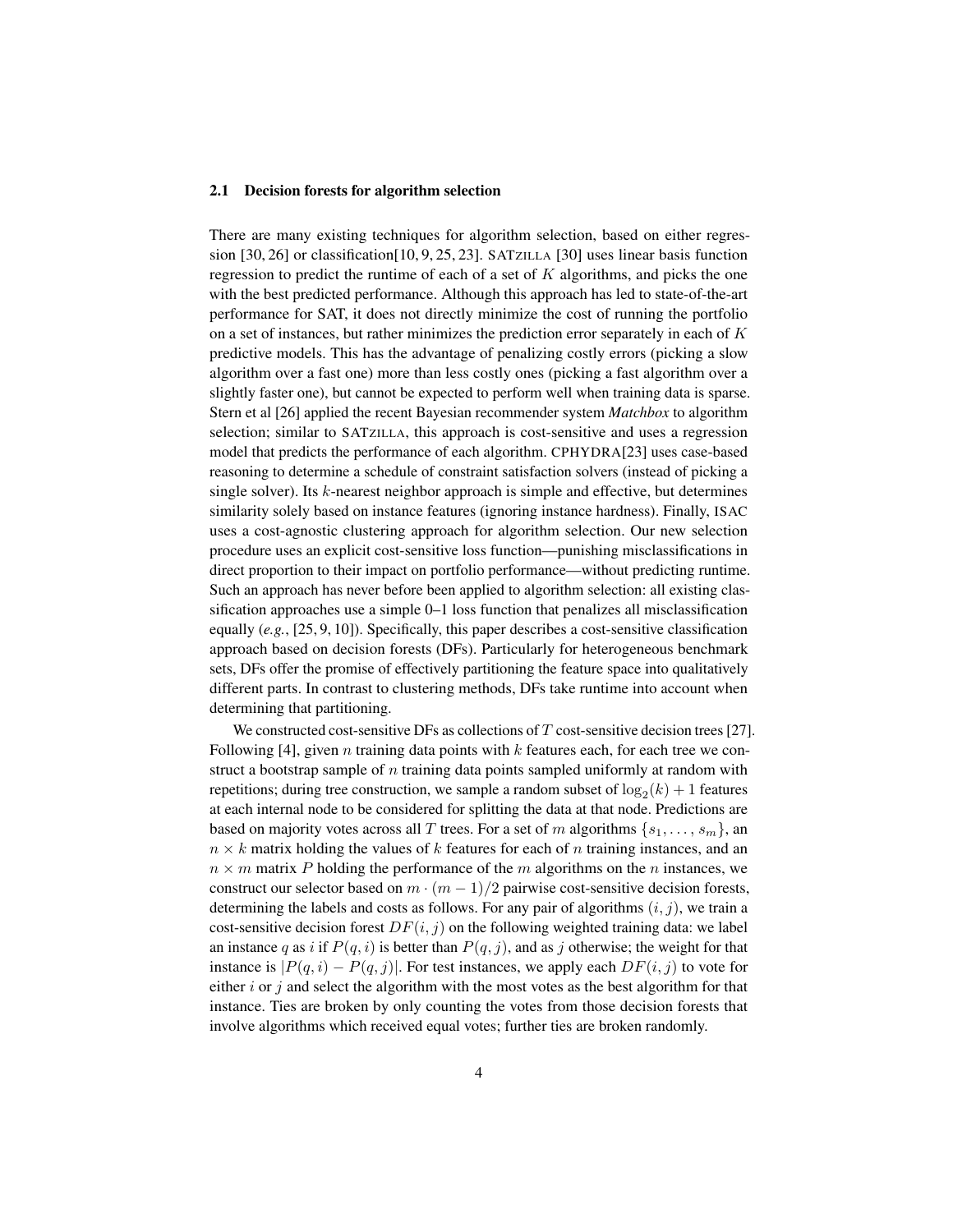### 2.1 Decision forests for algorithm selection

There are many existing techniques for algorithm selection, based on either regression [30, 26] or classification[10, 9, 25, 23]. SATZILLA [30] uses linear basis function regression to predict the runtime of each of a set of $K$ algorithms, and picks the one with the best predicted performance. Although this approach has led to state-of-the-art performance for SAT, it does not directly minimize the cost of running the portfolio on a set of instances, but rather minimizes the prediction error separately in each of $K$ predictive models. This has the advantage of penalizing costly errors (picking a slow algorithm over a fast one) more than less costly ones (picking a fast algorithm over a slightly faster one), but cannot be expected to perform well when training data is sparse. Stern et al [26] applied the recent Bayesian recommender system *Matchbox* to algorithm selection; similar to SATZILLA, this approach is cost-sensitive and uses a regression model that predicts the performance of each algorithm. CPHYDRA[23] uses case-based reasoning to determine a schedule of constraint satisfaction solvers (instead of picking a single solver). Its $k$-nearest neighbor approach is simple and effective, but determines similarity solely based on instance features (ignoring instance hardness). Finally, ISAC uses a cost-agnostic clustering approach for algorithm selection. Our new selection procedure uses an explicit cost-sensitive loss function—punishing misclassifications in direct proportion to their impact on portfolio performance—without predicting runtime. Such an approach has never before been applied to algorithm selection: all existing classification approaches use a simple 0–1 loss function that penalizes all misclassification equally (*e.g.*, [25, 9, 10]). Specifically, this paper describes a cost-sensitive classification approach based on decision forests (DFs). Particularly for heterogeneous benchmark sets, DFs offer the promise of effectively partitioning the feature space into qualitatively different parts. In contrast to clustering methods, DFs take runtime into account when determining that partitioning.

We constructed cost-sensitive DFs as collections of $T$ cost-sensitive decision trees [27]. Following [4], given $n$ training data points with $k$ features each, for each tree we construct a bootstrap sample of $n$ training data points sampled uniformly at random with repetitions; during tree construction, we sample a random subset of $\log_2(k) + 1$ features at each internal node to be considered for splitting the data at that node. Predictions are based on majority votes across all $T$ trees. For a set of $m$ algorithms $\{s_1, \ldots, s_m\}$, an $n \times k$ matrix holding the values of $k$ features for each of $n$ training instances, and an $n \times m$ matrix $P$ holding the performance of the $m$ algorithms on the $n$ instances, we construct our selector based on $m \cdot (m-1)/2$ pairwise cost-sensitive decision forests, determining the labels and costs as follows. For any pair of algorithms $(i, j)$, we train a cost-sensitive decision forest $DF(i, j)$ on the following weighted training data: we label an instance $q$ as $i$ if $P(q, i)$ is better than $P(q, j)$, and as $j$ otherwise; the weight for that instance is $|P(q, i) - P(q, j)|$. For test instances, we apply each $DF(i, j)$ to vote for either $i$ or $j$ and select the algorithm with the most votes as the best algorithm for that instance. Ties are broken by only counting the votes from those decision forests that involve algorithms which received equal votes; further ties are broken randomly.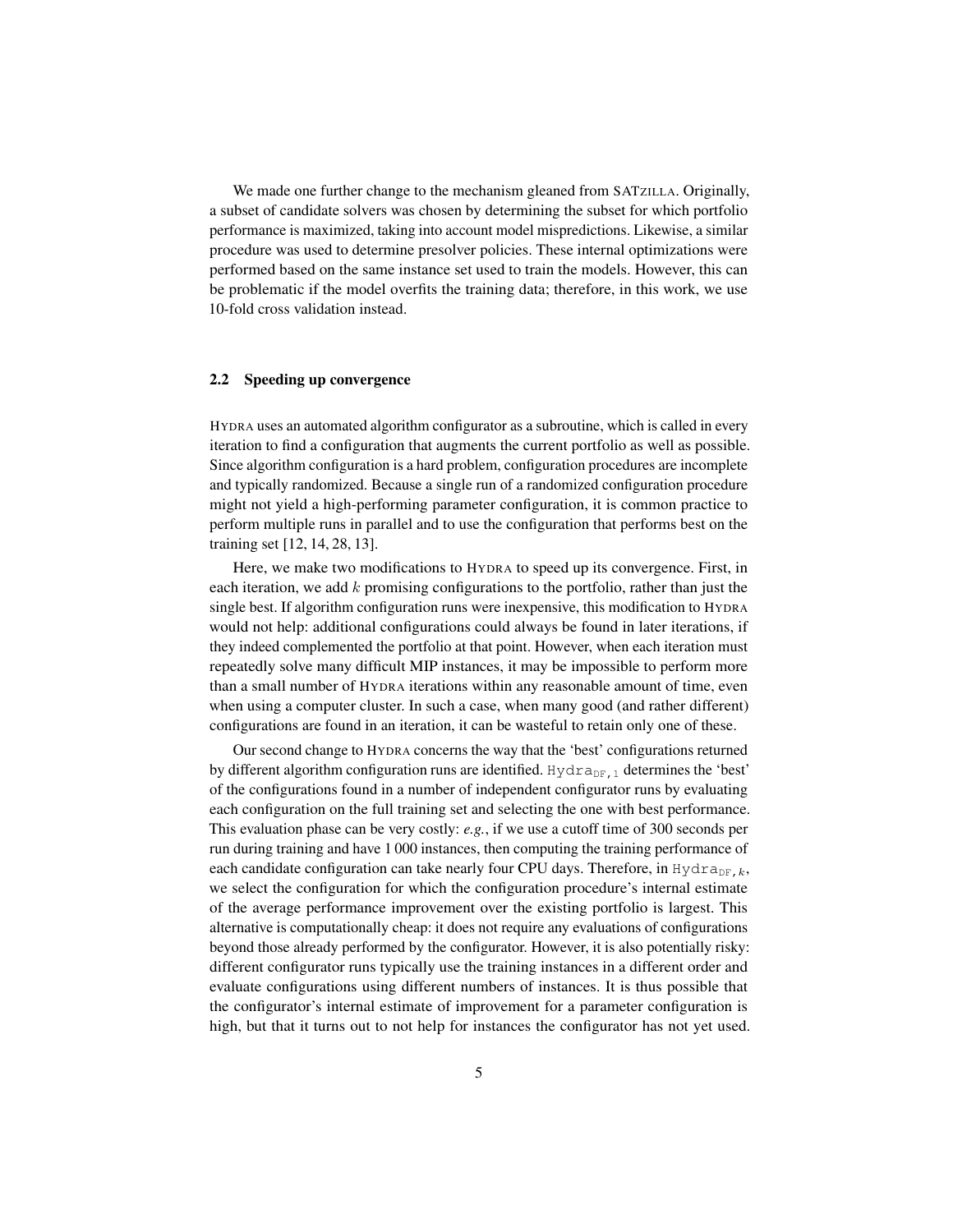We made one further change to the mechanism gleaned from SATZILLA. Originally, a subset of candidate solvers was chosen by determining the subset for which portfolio performance is maximized, taking into account model mispredictions. Likewise, a similar procedure was used to determine presolver policies. These internal optimizations were performed based on the same instance set used to train the models. However, this can be problematic if the model overfits the training data; therefore, in this work, we use 10-fold cross validation instead.

### 2.2 Speeding up convergence

HYDRA uses an automated algorithm configurator as a subroutine, which is called in every iteration to find a configuration that augments the current portfolio as well as possible. Since algorithm configuration is a hard problem, configuration procedures are incomplete and typically randomized. Because a single run of a randomized configuration procedure might not yield a high-performing parameter configuration, it is common practice to perform multiple runs in parallel and to use the configuration that performs best on the training set [12, 14, 28, 13].

Here, we make two modifications to HYDRA to speed up its convergence. First, in each iteration, we add $k$ promising configurations to the portfolio, rather than just the single best. If algorithm configuration runs were inexpensive, this modification to HYDRA would not help: additional configurations could always be found in later iterations, if they indeed complemented the portfolio at that point. However, when each iteration must repeatedly solve many difficult MIP instances, it may be impossible to perform more than a small number of HYDRA iterations within any reasonable amount of time, even when using a computer cluster. In such a case, when many good (and rather different) configurations are found in an iteration, it can be wasteful to retain only one of these.

Our second change to HYDRA concerns the way that the 'best' configurations returned by different algorithm configuration runs are identified. $\texttt{Hydra}_{\texttt{DF},1}$ determines the 'best' of the configurations found in a number of independent configurator runs by evaluating each configuration on the full training set and selecting the one with best performance. This evaluation phase can be very costly: *e.g.*, if we use a cutoff time of 300 seconds per run during training and have 1 000 instances, then computing the training performance of each candidate configuration can take nearly four CPU days. Therefore, in $\texttt{Hydra}_{\texttt{DF},k}$, we select the configuration for which the configuration procedure's internal estimate of the average performance improvement over the existing portfolio is largest. This alternative is computationally cheap: it does not require any evaluations of configurations beyond those already performed by the configurator. However, it is also potentially risky: different configurator runs typically use the training instances in a different order and evaluate configurations using different numbers of instances. It is thus possible that the configurator's internal estimate of improvement for a parameter configuration is high, but that it turns out to not help for instances the configurator has not yet used.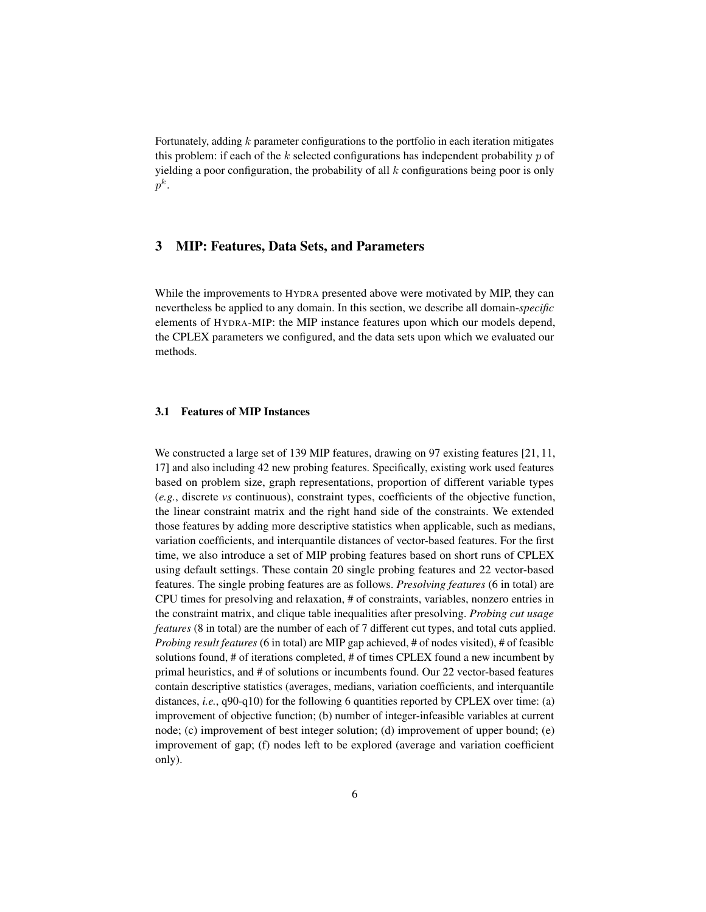Fortunately, adding $k$ parameter configurations to the portfolio in each iteration mitigates this problem: if each of the $k$ selected configurations has independent probability $p$ of yielding a poor configuration, the probability of all $k$ configurations being poor is only $p^k$.

## 3 MIP: Features, Data Sets, and Parameters

While the improvements to HYDRA presented above were motivated by MIP, they can nevertheless be applied to any domain. In this section, we describe all domain-*specific* elements of HYDRA-MIP: the MIP instance features upon which our models depend, the CPLEX parameters we configured, and the data sets upon which we evaluated our methods.

### 3.1 Features of MIP Instances

We constructed a large set of 139 MIP features, drawing on 97 existing features [21, 11, 17] and also including 42 new probing features. Specifically, existing work used features based on problem size, graph representations, proportion of different variable types (*e.g.*, discrete *vs* continuous), constraint types, coefficients of the objective function, the linear constraint matrix and the right hand side of the constraints. We extended those features by adding more descriptive statistics when applicable, such as medians, variation coefficients, and interquantile distances of vector-based features. For the first time, we also introduce a set of MIP probing features based on short runs of CPLEX using default settings. These contain 20 single probing features and 22 vector-based features. The single probing features are as follows. *Presolving features* (6 in total) are CPU times for presolving and relaxation, # of constraints, variables, nonzero entries in the constraint matrix, and clique table inequalities after presolving. *Probing cut usage features* (8 in total) are the number of each of 7 different cut types, and total cuts applied. *Probing result features* (6 in total) are MIP gap achieved, # of nodes visited), # of feasible solutions found, # of iterations completed, # of times CPLEX found a new incumbent by primal heuristics, and # of solutions or incumbents found. Our 22 vector-based features contain descriptive statistics (averages, medians, variation coefficients, and interquantile distances, *i.e.*, q90-q10) for the following 6 quantities reported by CPLEX over time: (a) improvement of objective function; (b) number of integer-infeasible variables at current node; (c) improvement of best integer solution; (d) improvement of upper bound; (e) improvement of gap; (f) nodes left to be explored (average and variation coefficient only).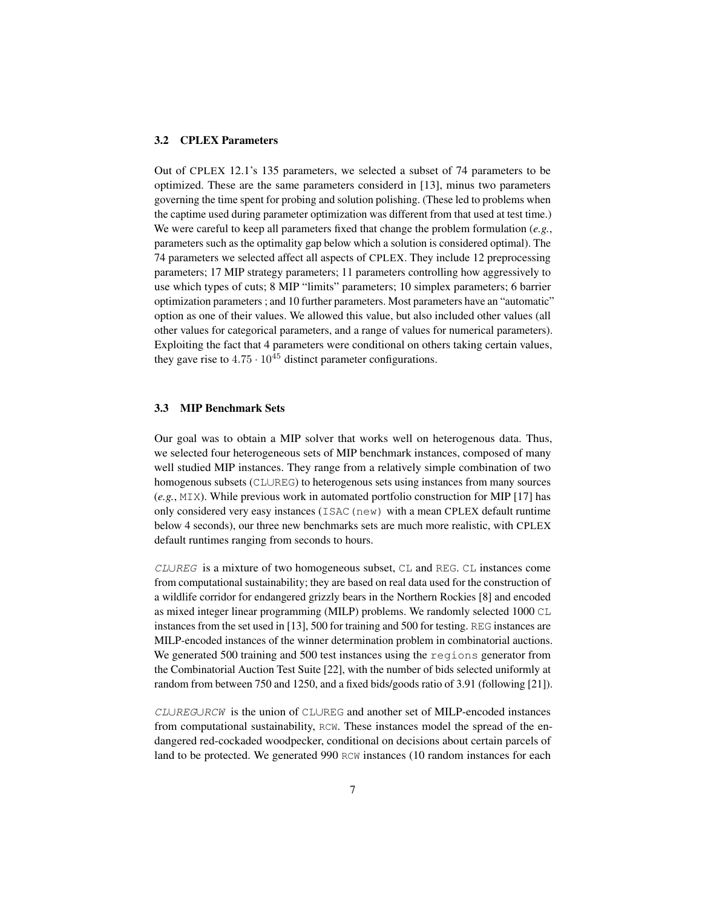### 3.2 CPLEX Parameters

Out of CPLEX 12.1's 135 parameters, we selected a subset of 74 parameters to be optimized. These are the same parameters considerd in [13], minus two parameters governing the time spent for probing and solution polishing. (These led to problems when the captime used during parameter optimization was different from that used at test time.) We were careful to keep all parameters fixed that change the problem formulation (*e.g.*, parameters such as the optimality gap below which a solution is considered optimal). The 74 parameters we selected affect all aspects of CPLEX. They include 12 preprocessing parameters; 17 MIP strategy parameters; 11 parameters controlling how aggressively to use which types of cuts; 8 MIP "limits" parameters; 10 simplex parameters; 6 barrier optimization parameters ; and 10 further parameters. Most parameters have an "automatic" option as one of their values. We allowed this value, but also included other values (all other values for categorical parameters, and a range of values for numerical parameters). Exploiting the fact that 4 parameters were conditional on others taking certain values, they gave rise to $4.75 \cdot 10^{45}$ distinct parameter configurations.

### 3.3 MIP Benchmark Sets

Our goal was to obtain a MIP solver that works well on heterogenous data. Thus, we selected four heterogeneous sets of MIP benchmark instances, composed of many well studied MIP instances. They range from a relatively simple combination of two homogenous subsets (`CL∪REG`) to heterogenous sets using instances from many sources (*e.g.*, `MIX`). While previous work in automated portfolio construction for MIP [17] has only considered very easy instances (`ISAC(new)` with a mean CPLEX default runtime below 4 seconds), our three new benchmarks sets are much more realistic, with CPLEX default runtimes ranging from seconds to hours.

*`CL∪REG`* is a mixture of two homogeneous subset, `CL` and `REG`. `CL` instances come from computational sustainability; they are based on real data used for the construction of a wildlife corridor for endangered grizzly bears in the Northern Rockies [8] and encoded as mixed integer linear programming (MILP) problems. We randomly selected 1000 `CL` instances from the set used in [13], 500 for training and 500 for testing. `REG` instances are MILP-encoded instances of the winner determination problem in combinatorial auctions. We generated 500 training and 500 test instances using the `regions` generator from the Combinatorial Auction Test Suite [22], with the number of bids selected uniformly at random from between 750 and 1250, and a fixed bids/goods ratio of 3.91 (following [21]).

*`CL∪REG∪RCW`* is the union of `CL∪REG` and another set of MILP-encoded instances from computational sustainability, `RCW`. These instances model the spread of the endangered red-cockaded woodpecker, conditional on decisions about certain parcels of land to be protected. We generated 990 `RCW` instances (10 random instances for each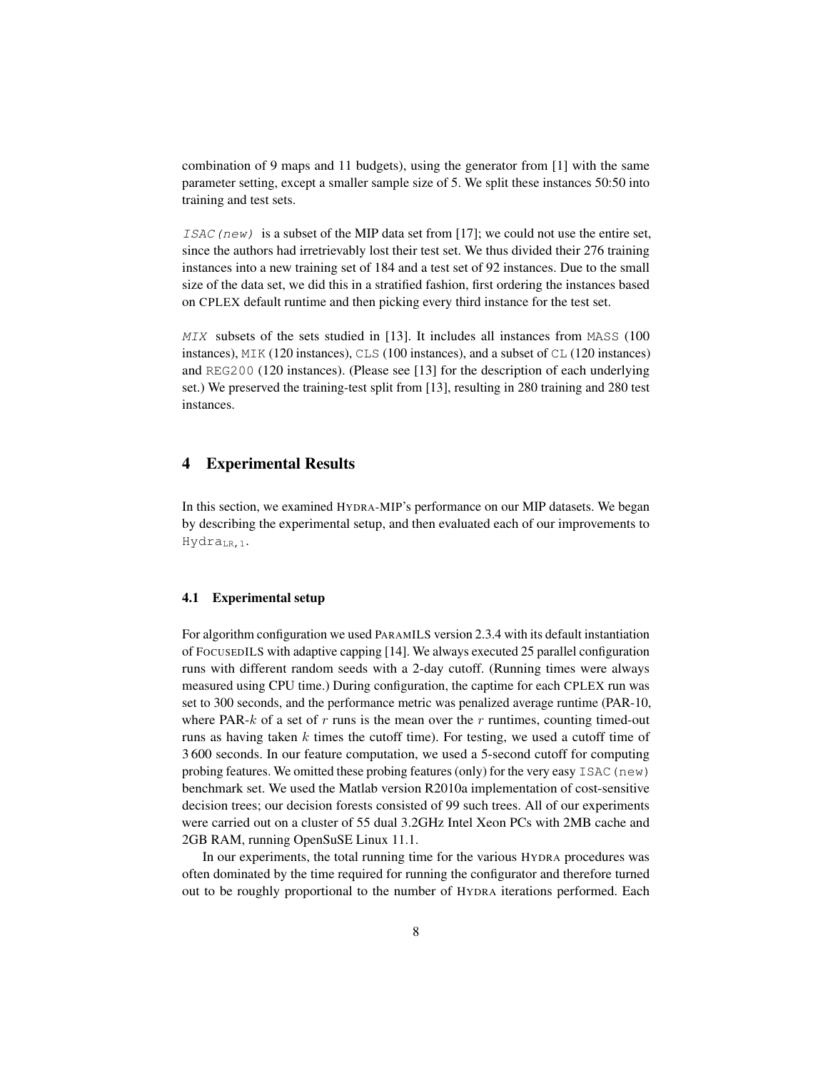combination of 9 maps and 11 budgets), using the generator from [1] with the same parameter setting, except a smaller sample size of 5. We split these instances 50:50 into training and test sets.

*ISAC(new)* is a subset of the MIP data set from [17]; we could not use the entire set, since the authors had irretrievably lost their test set. We thus divided their 276 training instances into a new training set of 184 and a test set of 92 instances. Due to the small size of the data set, we did this in a stratified fashion, first ordering the instances based on CPLEX default runtime and then picking every third instance for the test set.

*MIX* subsets of the sets studied in [13]. It includes all instances from MASS (100 instances), MIK (120 instances), CLS (100 instances), and a subset of CL (120 instances) and REG200 (120 instances). (Please see [13] for the description of each underlying set.) We preserved the training-test split from [13], resulting in 280 training and 280 test instances.

## 4 Experimental Results

In this section, we examined HYDRA-MIP's performance on our MIP datasets. We began by describing the experimental setup, and then evaluated each of our improvements to $\text{Hydra}_{\text{LR},1}$.

### 4.1 Experimental setup

For algorithm configuration we used PARAMILS version 2.3.4 with its default instantiation of FOCUSEDILS with adaptive capping [14]. We always executed 25 parallel configuration runs with different random seeds with a 2-day cutoff. (Running times were always measured using CPU time.) During configuration, the captime for each CPLEX run was set to 300 seconds, and the performance metric was penalized average runtime (PAR-10, where PAR-$k$ of a set of $r$ runs is the mean over the $r$ runtimes, counting timed-out runs as having taken $k$ times the cutoff time). For testing, we used a cutoff time of 3 600 seconds. In our feature computation, we used a 5-second cutoff for computing probing features. We omitted these probing features (only) for the very easy ISAC(new) benchmark set. We used the Matlab version R2010a implementation of cost-sensitive decision trees; our decision forests consisted of 99 such trees. All of our experiments were carried out on a cluster of 55 dual 3.2GHz Intel Xeon PCs with 2MB cache and 2GB RAM, running OpenSuSE Linux 11.1.

In our experiments, the total running time for the various HYDRA procedures was often dominated by the time required for running the configurator and therefore turned out to be roughly proportional to the number of HYDRA iterations performed. Each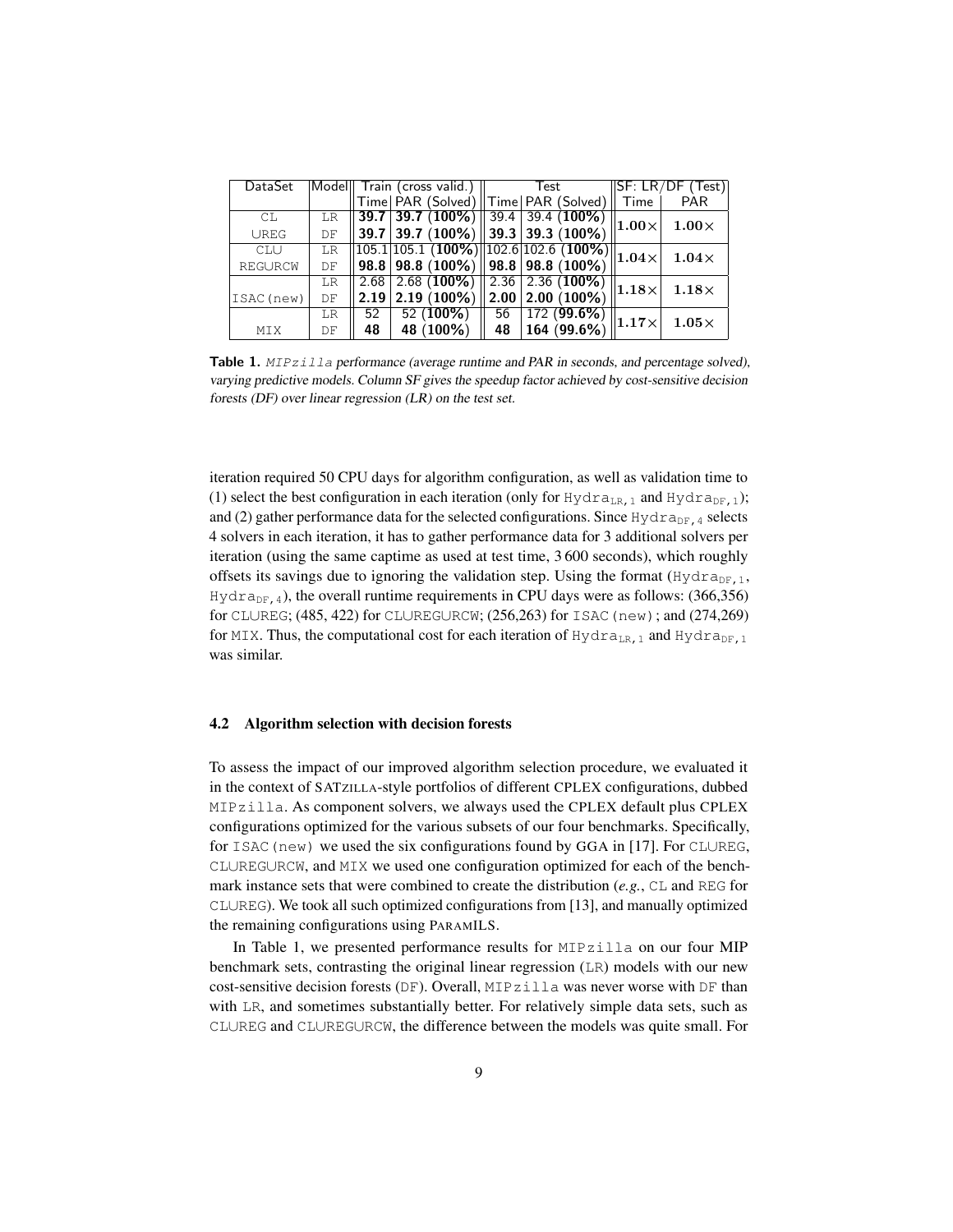| DataSet | Model | Train (cross valid.) | | Test | | SF: LR/DF (Test) | |
|---|---|---|---|---|---|---|---|
| | | Time | PAR (Solved) | Time | PAR (Solved) | Time | PAR |
| CL | LR | **39.7** | **39.7** (**100%**) | 39.4 | 39.4 (**100%**) | $1.00\times$ | $1.00\times$ |
| ∪REG | DF | **39.7** | **39.7** (**100%**) | **39.3** | **39.3** (**100%**) | | |
| CL∪ | LR | 105.1 | 105.1 (**100%**) | 102.6 | 102.6 (**100%**) | $1.04\times$ | $1.04\times$ |
| REG∪RCW | DF | **98.8** | **98.8** (**100%**) | **98.8** | **98.8** (**100%**) | | |
| | LR | 2.68 | 2.68 (**100%**) | 2.36 | 2.36 (**100%**) | $1.18\times$ | $1.18\times$ |
| ISAC(new) | DF | **2.19** | **2.19** (**100%**) | **2.00** | **2.00** (**100%**) | | |
| | LR | 52 | 52 (**100%**) | 56 | 172 (**99.6%**) | $1.17\times$ | $1.05\times$ |
| MIX | DF | **48** | **48** (**100%**) | **48** | **164** (**99.6%**) | | |

**Table 1.** *MIPzilla performance (average runtime and PAR in seconds, and percentage solved), varying predictive models. Column SF gives the speedup factor achieved by cost-sensitive decision forests (DF) over linear regression (LR) on the test set.*

iteration required 50 CPU days for algorithm configuration, as well as validation time to (1) select the best configuration in each iteration (only for $\text{Hydra}_{\text{LR},1}$ and $\text{Hydra}_{\text{DF},1}$); and (2) gather performance data for the selected configurations. Since $\text{Hydra}_{\text{DF},4}$ selects 4 solvers in each iteration, it has to gather performance data for 3 additional solvers per iteration (using the same captime as used at test time, 3 600 seconds), which roughly offsets its savings due to ignoring the validation step. Using the format ($\text{Hydra}_{\text{DF},1}$, $\text{Hydra}_{\text{DF},4}$), the overall runtime requirements in CPU days were as follows: (366,356) for CL∪REG; (485, 422) for CL∪REG∪RCW; (256,263) for ISAC(new); and (274,269) for MIX. Thus, the computational cost for each iteration of $\text{Hydra}_{\text{LR},1}$ and $\text{Hydra}_{\text{DF},1}$ was similar.

### 4.2 Algorithm selection with decision forests

To assess the impact of our improved algorithm selection procedure, we evaluated it in the context of SATZILLA-style portfolios of different CPLEX configurations, dubbed MIPzilla. As component solvers, we always used the CPLEX default plus CPLEX configurations optimized for the various subsets of our four benchmarks. Specifically, for ISAC(new) we used the six configurations found by GGA in [17]. For CL∪REG, CL∪REG∪RCW, and MIX we used one configuration optimized for each of the benchmark instance sets that were combined to create the distribution (*e.g.*, CL and REG for CL∪REG). We took all such optimized configurations from [13], and manually optimized the remaining configurations using PARAMILS.

In Table 1, we presented performance results for MIPzilla on our four MIP benchmark sets, contrasting the original linear regression (LR) models with our new cost-sensitive decision forests (DF). Overall, MIPzilla was never worse with DF than with LR, and sometimes substantially better. For relatively simple data sets, such as CL∪REG and CL∪REG∪RCW, the difference between the models was quite small. For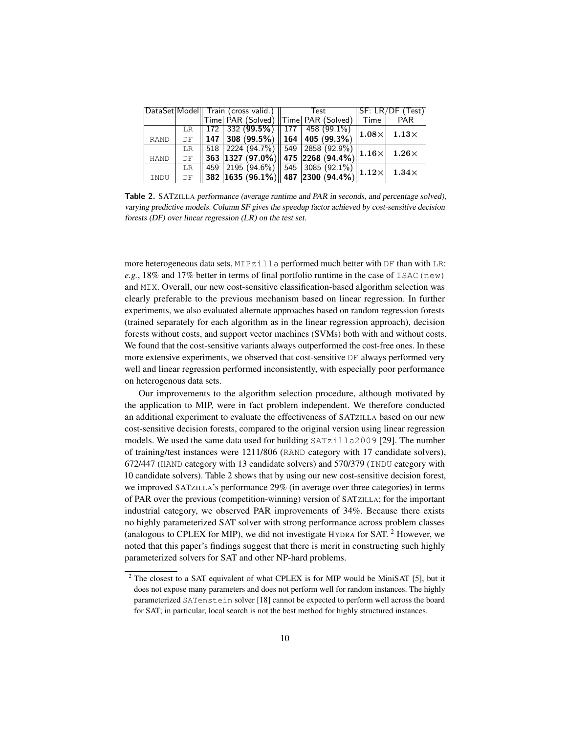| DataSet | Model | Train (cross valid.) | | Test | | SF: LR/DF (Test) | |
|---|---|---|---|---|---|---|---|
| | | Time | PAR (Solved) | Time | PAR (Solved) | Time | PAR |
| RAND | LR | 172 | 332 (**99.5%**) | 177 | 458 (99.1%) | **1.08×** | **1.13×** |
| | DF | **147** | **308 (99.5%)** | **164** | **405 (99.3%)** | | |
| HAND | LR | 518 | 2224 (94.7%) | 549 | 2858 (92.9%) | **1.16×** | **1.26×** |
| | DF | **363** | **1327 (97.0%)** | **475** | **2268 (94.4%)** | | |
| INDU | LR | 459 | 2195 (94.6%) | 545 | 3085 (92.1%) | **1.12×** | **1.34×** |
| | DF | **382** | **1635 (96.1%)** | **487** | **2300 (94.4%)** | | |

**Table 2.** SATZILLA *performance (average runtime and PAR in seconds, and percentage solved), varying predictive models. Column SF gives the speedup factor achieved by cost-sensitive decision forests (DF) over linear regression (LR) on the test set.*

more heterogeneous data sets, MIPzilla performed much better with DF than with LR: *e.g.*, 18% and 17% better in terms of final portfolio runtime in the case of ISAC(new) and MIX. Overall, our new cost-sensitive classification-based algorithm selection was clearly preferable to the previous mechanism based on linear regression. In further experiments, we also evaluated alternate approaches based on random regression forests (trained separately for each algorithm as in the linear regression approach), decision forests without costs, and support vector machines (SVMs) both with and without costs. We found that the cost-sensitive variants always outperformed the cost-free ones. In these more extensive experiments, we observed that cost-sensitive DF always performed very well and linear regression performed inconsistently, with especially poor performance on heterogenous data sets.

Our improvements to the algorithm selection procedure, although motivated by the application to MIP, were in fact problem independent. We therefore conducted an additional experiment to evaluate the effectiveness of SATZILLA based on our new cost-sensitive decision forests, compared to the original version using linear regression models. We used the same data used for building SATzilla2009 [29]. The number of training/test instances were 1211/806 (RAND category with 17 candidate solvers), 672/447 (HAND category with 13 candidate solvers) and 570/379 (INDU category with 10 candidate solvers). Table 2 shows that by using our new cost-sensitive decision forest, we improved SATZILLA's performance 29% (in average over three categories) in terms of PAR over the previous (competition-winning) version of SATZILLA; for the important industrial category, we observed PAR improvements of 34%. Because there exists no highly parameterized SAT solver with strong performance across problem classes (analogous to CPLEX for MIP), we did not investigate HYDRA for SAT. [2] However, we noted that this paper's findings suggest that there is merit in constructing such highly parameterized solvers for SAT and other NP-hard problems.

[2] The closest to a SAT equivalent of what CPLEX is for MIP would be MiniSAT [5], but it does not expose many parameters and does not perform well for random instances. The highly parameterized SATenstein solver [18] cannot be expected to perform well across the board for SAT; in particular, local search is not the best method for highly structured instances.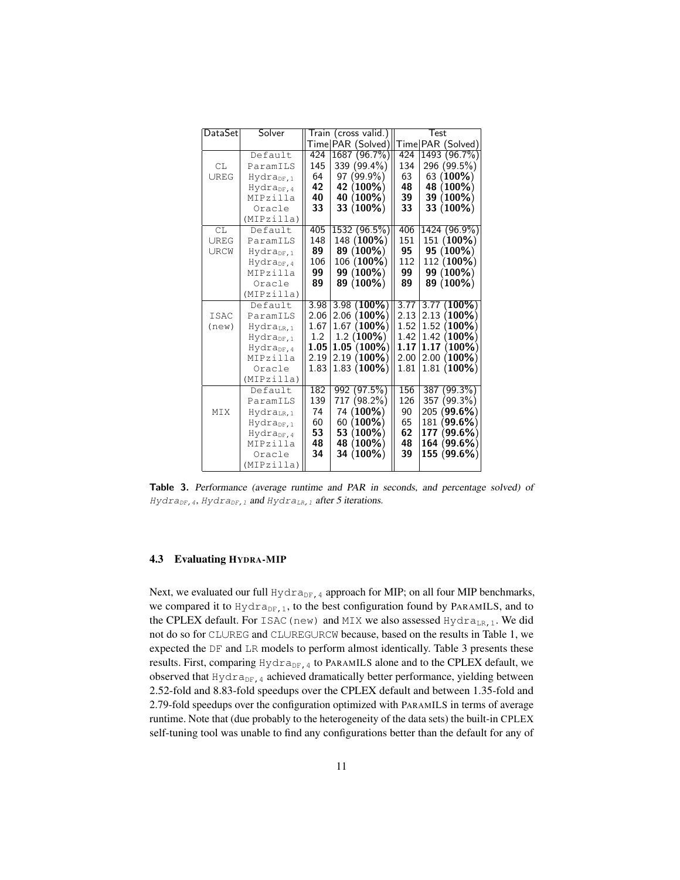| DataSet | Solver | Train (cross valid.) |  | Test |  |
|---|---|---|---|---|---|
|  |  | Time | PAR (Solved) | Time | PAR (Solved) |
| CL ∪ REG | Default | 424 | 1687 (96.7%) | 424 | 1493 (96.7%) |
|  | ParamILS | 145 | 339 (99.4%) | 134 | 296 (99.5%) |
|  | $\text{Hydra}_{DF,1}$ | 64 | 97 (99.9%) | 63 | 63 (**100%**) |
|  | $\text{Hydra}_{DF,4}$ | **42** | **42 (100%)** | **48** | **48 (100%)** |
|  | MIPzilla | **40** | **40 (100%)** | **39** | **39 (100%)** |
|  | Oracle (MIPzilla) | **33** | **33 (100%)** | **33** | **33 (100%)** |
| CL ∪ REG ∪ RCW | Default | 405 | 1532 (96.5%) | 406 | 1424 (96.9%) |
|  | ParamILS | 148 | 148 (**100%**) | 151 | 151 (**100%**) |
|  | $\text{Hydra}_{DF,1}$ | **89** | **89 (100%)** | **95** | **95 (100%)** |
|  | $\text{Hydra}_{DF,4}$ | 106 | 106 (**100%**) | 112 | 112 (**100%**) |
|  | MIPzilla | **99** | **99 (100%)** | **99** | **99 (100%)** |
|  | Oracle (MIPzilla) | **89** | **89 (100%)** | **89** | **89 (100%)** |
| ISAC (new) | Default | 3.98 | 3.98 (**100%**) | 3.77 | 3.77 (**100%**) |
|  | ParamILS | 2.06 | 2.06 (**100%**) | 2.13 | 2.13 (**100%**) |
|  | $\text{Hydra}_{LR,1}$ | 1.67 | 1.67 (**100%**) | 1.52 | 1.52 (**100%**) |
|  | $\text{Hydra}_{DF,1}$ | 1.2 | 1.2 (**100%**) | 1.42 | 1.42 (**100%**) |
|  | $\text{Hydra}_{DF,4}$ | **1.05** | **1.05 (100%)** | **1.17** | **1.17 (100%)** |
|  | MIPzilla | 2.19 | 2.19 (**100%**) | 2.00 | 2.00 (**100%**) |
|  | Oracle (MIPzilla) | 1.83 | 1.83 (**100%**) | 1.81 | 1.81 (**100%**) |
| MIX | Default | 182 | 992 (97.5%) | 156 | 387 (99.3%) |
|  | ParamILS | 139 | 717 (98.2%) | 126 | 357 (99.3%) |
|  | $\text{Hydra}_{LR,1}$ | 74 | 74 (**100%**) | 90 | 205 (**99.6%**) |
|  | $\text{Hydra}_{DF,1}$ | 60 | 60 (**100%**) | 65 | 181 (**99.6%**) |
|  | $\text{Hydra}_{DF,4}$ | **53** | **53 (100%)** | **62** | **177 (99.6%)** |
|  | MIPzilla | **48** | **48 (100%)** | **48** | **164 (99.6%)** |
|  | Oracle (MIPzilla) | **34** | **34 (100%)** | **39** | **155 (99.6%)** |

**Table 3.** *Performance (average runtime and PAR in seconds, and percentage solved) of $\text{Hydra}_{DF,4}$, $\text{Hydra}_{DF,1}$ and $\text{Hydra}_{LR,1}$ after 5 iterations.*

### 4.3 Evaluating HYDRA-MIP

Next, we evaluated our full $\text{Hydra}_{DF,4}$ approach for MIP; on all four MIP benchmarks, we compared it to $\text{Hydra}_{DF,1}$, to the best configuration found by PARAMILS, and to the CPLEX default. For ISAC(new) and MIX we also assessed $\text{Hydra}_{LR,1}$. We did not do so for CL∪REG and CL∪REG∪RCW because, based on the results in Table 1, we expected the DF and LR models to perform almost identically. Table 3 presents these results. First, comparing $\text{Hydra}_{DF,4}$ to PARAMILS alone and to the CPLEX default, we observed that $\text{Hydra}_{DF,4}$ achieved dramatically better performance, yielding between 2.52-fold and 8.83-fold speedups over the CPLEX default and between 1.35-fold and 2.79-fold speedups over the configuration optimized with PARAMILS in terms of average runtime. Note that (due probably to the heterogeneity of the data sets) the built-in CPLEX self-tuning tool was unable to find any configurations better than the default for any of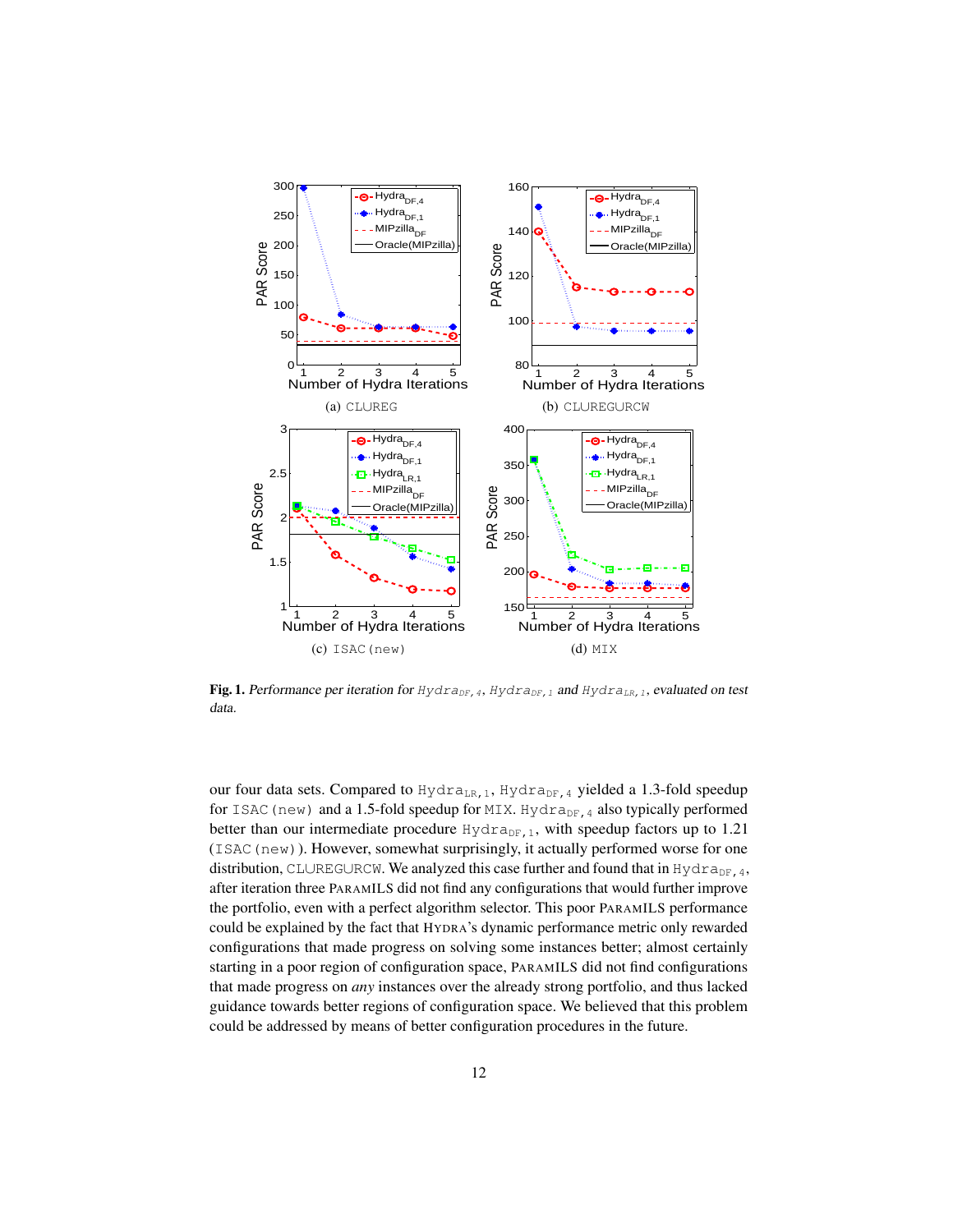**Fig. 1.** *Performance per iteration for* Hydra$_{DF,4}$, Hydra$_{DF,1}$ *and* Hydra$_{LR,1}$*, evaluated on test data.*

our four data sets. Compared to Hydra$_{LR,1}$, Hydra$_{DF,4}$ yielded a 1.3-fold speedup for ISAC(new) and a 1.5-fold speedup for MIX. Hydra$_{DF,4}$ also typically performed better than our intermediate procedure Hydra$_{DF,1}$, with speedup factors up to 1.21 (ISAC(new)). However, somewhat surprisingly, it actually performed worse for one distribution, CLUREGURCW. We analyzed this case further and found that in Hydra$_{DF,4}$, after iteration three PARAMILS did not find any configurations that would further improve the portfolio, even with a perfect algorithm selector. This poor PARAMILS performance could be explained by the fact that HYDRA's dynamic performance metric only rewarded configurations that made progress on solving some instances better; almost certainly starting in a poor region of configuration space, PARAMILS did not find configurations that made progress on *any* instances over the already strong portfolio, and thus lacked guidance towards better regions of configuration space. We believed that this problem could be addressed by means of better configuration procedures in the future.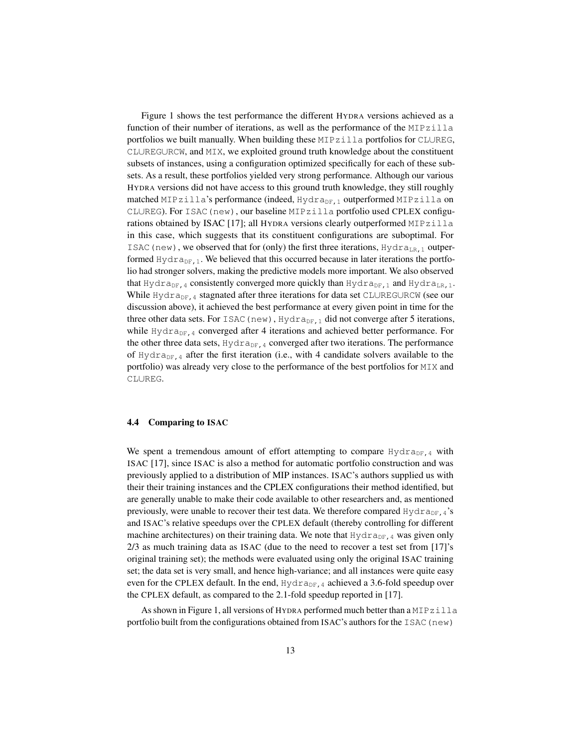Figure 1 shows the test performance the different HYDRA versions achieved as a function of their number of iterations, as well as the performance of the MIPzilla portfolios we built manually. When building these MIPzilla portfolios for CL∪REG, CL∪REG∪RCW, and MIX, we exploited ground truth knowledge about the constituent subsets of instances, using a configuration optimized specifically for each of these subsets. As a result, these portfolios yielded very strong performance. Although our various HYDRA versions did not have access to this ground truth knowledge, they still roughly matched MIPzilla's performance (indeed, $\text{Hydra}_{\text{DF},1}$ outperformed MIPzilla on CL∪REG). For ISAC(new), our baseline MIPzilla portfolio used CPLEX configurations obtained by ISAC [17]; all HYDRA versions clearly outperformed MIPzilla in this case, which suggests that its constituent configurations are suboptimal. For ISAC(new), we observed that for (only) the first three iterations, $\text{Hydra}_{\text{LR},1}$ outperformed $\text{Hydra}_{\text{DF},1}$. We believed that this occurred because in later iterations the portfolio had stronger solvers, making the predictive models more important. We also observed that $\text{Hydra}_{\text{DF},4}$ consistently converged more quickly than $\text{Hydra}_{\text{DF},1}$ and $\text{Hydra}_{\text{LR},1}$. While $\text{Hydra}_{\text{DF},4}$ stagnated after three iterations for data set CL∪REG∪RCW (see our discussion above), it achieved the best performance at every given point in time for the three other data sets. For ISAC(new), $\text{Hydra}_{\text{DF},1}$ did not converge after 5 iterations, while $\text{Hydra}_{\text{DF},4}$ converged after 4 iterations and achieved better performance. For the other three data sets, $\text{Hydra}_{\text{DF},4}$ converged after two iterations. The performance of $\text{Hydra}_{\text{DF},4}$ after the first iteration (i.e., with 4 candidate solvers available to the portfolio) was already very close to the performance of the best portfolios for MIX and CL∪REG.

### 4.4 Comparing to ISAC

We spent a tremendous amount of effort attempting to compare $\text{Hydra}_{\text{DF},4}$ with ISAC [17], since ISAC is also a method for automatic portfolio construction and was previously applied to a distribution of MIP instances. ISAC's authors supplied us with their their training instances and the CPLEX configurations their method identified, but are generally unable to make their code available to other researchers and, as mentioned previously, were unable to recover their test data. We therefore compared $\text{Hydra}_{\text{DF},4}$'s and ISAC's relative speedups over the CPLEX default (thereby controlling for different machine architectures) on their training data. We note that $\text{Hydra}_{\text{DF},4}$ was given only 2/3 as much training data as ISAC (due to the need to recover a test set from [17]'s original training set); the methods were evaluated using only the original ISAC training set; the data set is very small, and hence high-variance; and all instances were quite easy even for the CPLEX default. In the end, $\text{Hydra}_{\text{DF},4}$ achieved a 3.6-fold speedup over the CPLEX default, as compared to the 2.1-fold speedup reported in [17].

As shown in Figure 1, all versions of HYDRA performed much better than a MIPzilla portfolio built from the configurations obtained from ISAC's authors for the ISAC(new)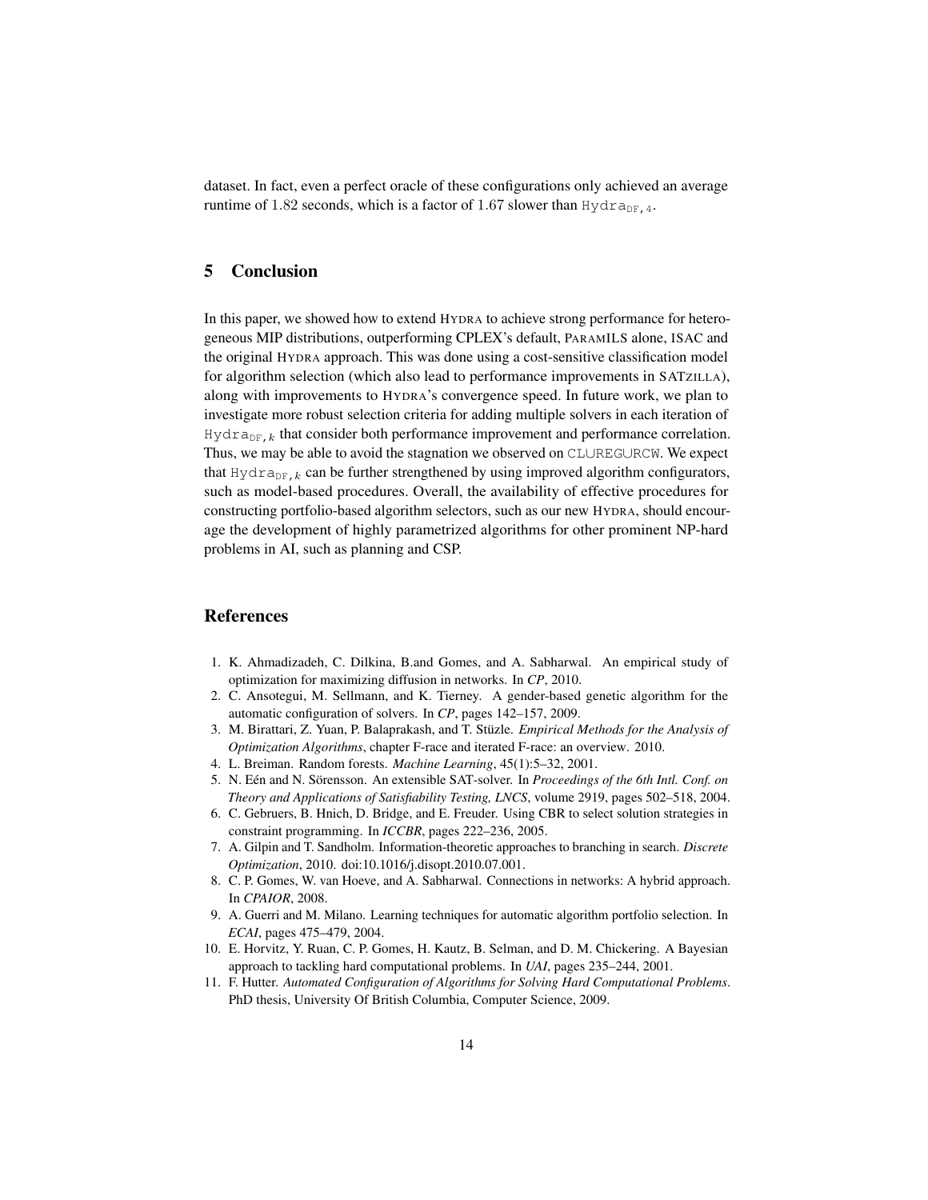dataset. In fact, even a perfect oracle of these configurations only achieved an average runtime of 1.82 seconds, which is a factor of 1.67 slower than $\texttt{Hydra}_{\texttt{DF},4}$.

## 5 Conclusion

In this paper, we showed how to extend HYDRA to achieve strong performance for heterogeneous MIP distributions, outperforming CPLEX's default, PARAMILS alone, ISAC and the original HYDRA approach. This was done using a cost-sensitive classification model for algorithm selection (which also lead to performance improvements in SATZILLA), along with improvements to HYDRA's convergence speed. In future work, we plan to investigate more robust selection criteria for adding multiple solvers in each iteration of $\texttt{Hydra}_{\texttt{DF},k}$ that consider both performance improvement and performance correlation. Thus, we may be able to avoid the stagnation we observed on CL∪REG∪RCW. We expect that $\texttt{Hydra}_{\texttt{DF},k}$ can be further strengthened by using improved algorithm configurators, such as model-based procedures. Overall, the availability of effective procedures for constructing portfolio-based algorithm selectors, such as our new HYDRA, should encourage the development of highly parametrized algorithms for other prominent NP-hard problems in AI, such as planning and CSP.

## References

1. K. Ahmadizadeh, C. Dilkina, B.and Gomes, and A. Sabharwal. An empirical study of optimization for maximizing diffusion in networks. In *CP*, 2010.
2. C. Ansotegui, M. Sellmann, and K. Tierney. A gender-based genetic algorithm for the automatic configuration of solvers. In *CP*, pages 142–157, 2009.
3. M. Birattari, Z. Yuan, P. Balaprakash, and T. Stützle. *Empirical Methods for the Analysis of Optimization Algorithms*, chapter F-race and iterated F-race: an overview. 2010.
4. L. Breiman. Random forests. *Machine Learning*, 45(1):5–32, 2001.
5. N. Eén and N. Sörensson. An extensible SAT-solver. In *Proceedings of the 6th Intl. Conf. on Theory and Applications of Satisfiability Testing, LNCS*, volume 2919, pages 502–518, 2004.
6. C. Gebruers, B. Hnich, D. Bridge, and E. Freuder. Using CBR to select solution strategies in constraint programming. In *ICCBR*, pages 222–236, 2005.
7. A. Gilpin and T. Sandholm. Information-theoretic approaches to branching in search. *Discrete Optimization*, 2010. doi:10.1016/j.disopt.2010.07.001.
8. C. P. Gomes, W. van Hoeve, and A. Sabharwal. Connections in networks: A hybrid approach. In *CPAIOR*, 2008.
9. A. Guerri and M. Milano. Learning techniques for automatic algorithm portfolio selection. In *ECAI*, pages 475–479, 2004.
10. E. Horvitz, Y. Ruan, C. P. Gomes, H. Kautz, B. Selman, and D. M. Chickering. A Bayesian approach to tackling hard computational problems. In *UAI*, pages 235–244, 2001.
11. F. Hutter. *Automated Configuration of Algorithms for Solving Hard Computational Problems*. PhD thesis, University Of British Columbia, Computer Science, 2009.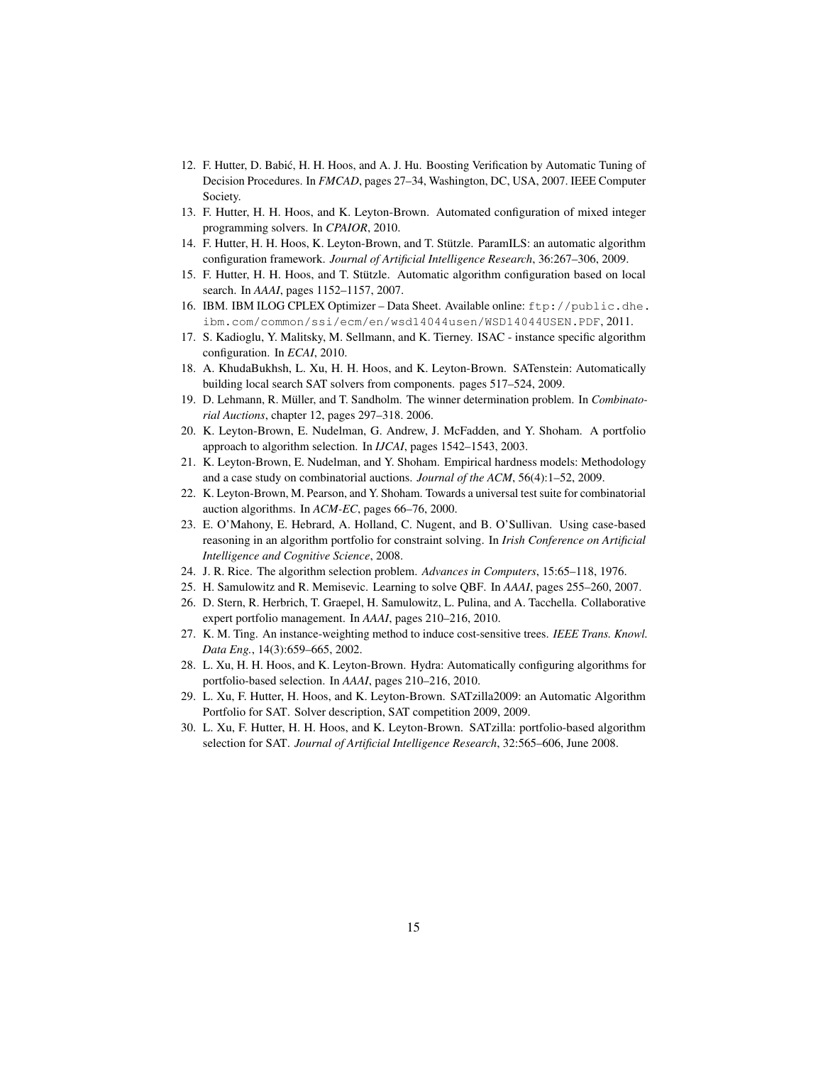12. F. Hutter, D. Babić, H. H. Hoos, and A. J. Hu. Boosting Verification by Automatic Tuning of Decision Procedures. In *FMCAD*, pages 27–34, Washington, DC, USA, 2007. IEEE Computer Society.
13. F. Hutter, H. H. Hoos, and K. Leyton-Brown. Automated configuration of mixed integer programming solvers. In *CPAIOR*, 2010.
14. F. Hutter, H. H. Hoos, K. Leyton-Brown, and T. Stützle. ParamILS: an automatic algorithm configuration framework. *Journal of Artificial Intelligence Research*, 36:267–306, 2009.
15. F. Hutter, H. H. Hoos, and T. Stützle. Automatic algorithm configuration based on local search. In *AAAI*, pages 1152–1157, 2007.
16. IBM. IBM ILOG CPLEX Optimizer – Data Sheet. Available online: `ftp://public.dhe.ibm.com/common/ssi/ecm/en/wsd14044usen/WSD14044USEN.PDF`, 2011.
17. S. Kadioglu, Y. Malitsky, M. Sellmann, and K. Tierney. ISAC - instance specific algorithm configuration. In *ECAI*, 2010.
18. A. KhudaBukhsh, L. Xu, H. H. Hoos, and K. Leyton-Brown. SATenstein: Automatically building local search SAT solvers from components. pages 517–524, 2009.
19. D. Lehmann, R. Müller, and T. Sandholm. The winner determination problem. In *Combinatorial Auctions*, chapter 12, pages 297–318. 2006.
20. K. Leyton-Brown, E. Nudelman, G. Andrew, J. McFadden, and Y. Shoham. A portfolio approach to algorithm selection. In *IJCAI*, pages 1542–1543, 2003.
21. K. Leyton-Brown, E. Nudelman, and Y. Shoham. Empirical hardness models: Methodology and a case study on combinatorial auctions. *Journal of the ACM*, 56(4):1–52, 2009.
22. K. Leyton-Brown, M. Pearson, and Y. Shoham. Towards a universal test suite for combinatorial auction algorithms. In *ACM-EC*, pages 66–76, 2000.
23. E. O'Mahony, E. Hebrard, A. Holland, C. Nugent, and B. O'Sullivan. Using case-based reasoning in an algorithm portfolio for constraint solving. In *Irish Conference on Artificial Intelligence and Cognitive Science*, 2008.
24. J. R. Rice. The algorithm selection problem. *Advances in Computers*, 15:65–118, 1976.
25. H. Samulowitz and R. Memisevic. Learning to solve QBF. In *AAAI*, pages 255–260, 2007.
26. D. Stern, R. Herbrich, T. Graepel, H. Samulowitz, L. Pulina, and A. Tacchella. Collaborative expert portfolio management. In *AAAI*, pages 210–216, 2010.
27. K. M. Ting. An instance-weighting method to induce cost-sensitive trees. *IEEE Trans. Knowl. Data Eng.*, 14(3):659–665, 2002.
28. L. Xu, H. H. Hoos, and K. Leyton-Brown. Hydra: Automatically configuring algorithms for portfolio-based selection. In *AAAI*, pages 210–216, 2010.
29. L. Xu, F. Hutter, H. Hoos, and K. Leyton-Brown. SATzilla2009: an Automatic Algorithm Portfolio for SAT. Solver description, SAT competition 2009, 2009.
30. L. Xu, F. Hutter, H. H. Hoos, and K. Leyton-Brown. SATzilla: portfolio-based algorithm selection for SAT. *Journal of Artificial Intelligence Research*, 32:565–606, June 2008.